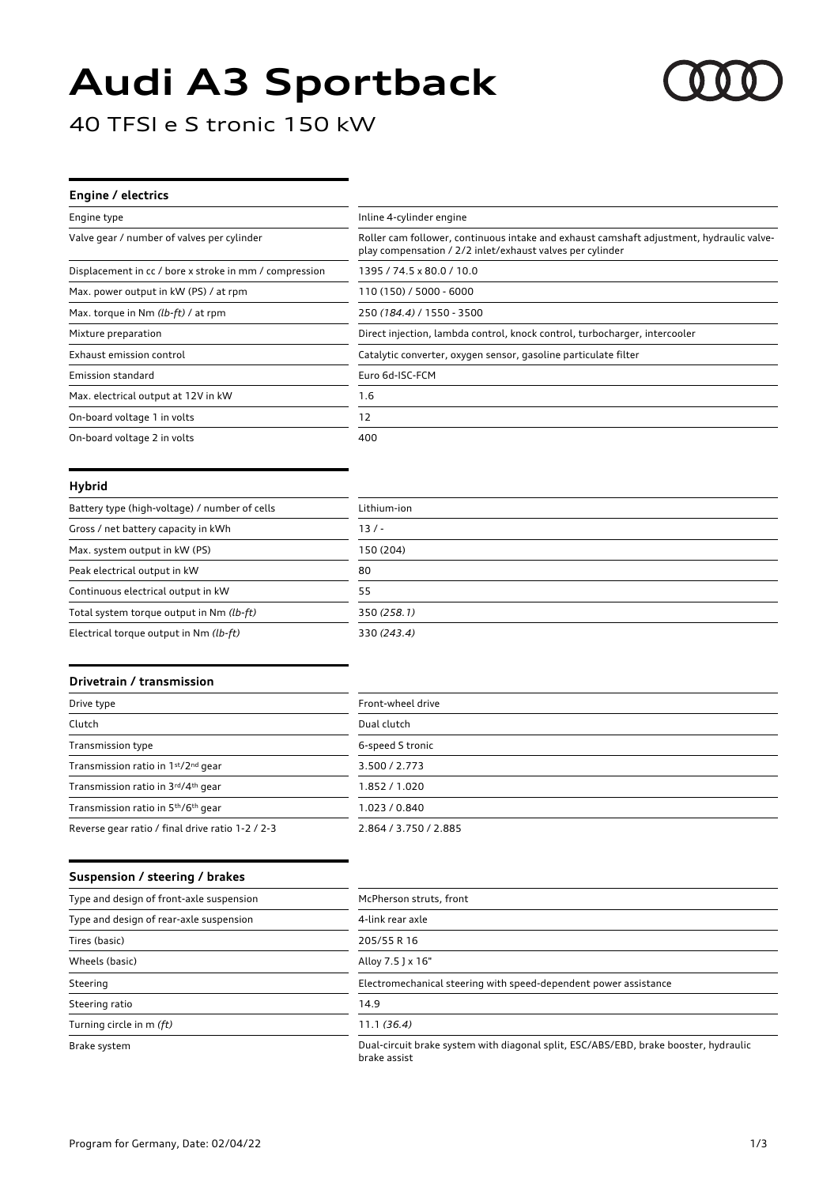# Audi A3 Sportback

## 40 TFSI e S tronic 150 kW

### Engine / electrics

| | |
|---|---|
| Engine type | Inline 4-cylinder engine |
| Valve gear / number of valves per cylinder | Roller cam follower, continuous intake and exhaust camshaft adjustment, hydraulic valve-play compensation / 2/2 inlet/exhaust valves per cylinder |
| Displacement in cc / bore x stroke in mm / compression | 1395 / 74.5 x 80.0 / 10.0 |
| Max. power output in kW (PS) / at rpm | 110 (150) / 5000 - 6000 |
| Max. torque in Nm *(lb-ft)* / at rpm | 250 *(184.4)* / 1550 - 3500 |
| Mixture preparation | Direct injection, lambda control, knock control, turbocharger, intercooler |
| Exhaust emission control | Catalytic converter, oxygen sensor, gasoline particulate filter |
| Emission standard | Euro 6d-ISC-FCM |
| Max. electrical output at 12V in kW | 1.6 |
| On-board voltage 1 in volts | 12 |
| On-board voltage 2 in volts | 400 |

### Hybrid

| | |
|---|---|
| Battery type (high-voltage) / number of cells | Lithium-ion |
| Gross / net battery capacity in kWh | 13 / - |
| Max. system output in kW (PS) | 150 (204) |
| Peak electrical output in kW | 80 |
| Continuous electrical output in kW | 55 |
| Total system torque output in Nm *(lb-ft)* | 350 *(258.1)* |
| Electrical torque output in Nm *(lb-ft)* | 330 *(243.4)* |

### Drivetrain / transmission

| | |
|---|---|
| Drive type | Front-wheel drive |
| Clutch | Dual clutch |
| Transmission type | 6-speed S tronic |
| Transmission ratio in 1st/2nd gear | 3.500 / 2.773 |
| Transmission ratio in 3rd/4th gear | 1.852 / 1.020 |
| Transmission ratio in 5th/6th gear | 1.023 / 0.840 |
| Reverse gear ratio / final drive ratio 1-2 / 2-3 | 2.864 / 3.750 / 2.885 |

### Suspension / steering / brakes

| | |
|---|---|
| Type and design of front-axle suspension | McPherson struts, front |
| Type and design of rear-axle suspension | 4-link rear axle |
| Tires (basic) | 205/55 R 16 |
| Wheels (basic) | Alloy 7.5 J x 16" |
| Steering | Electromechanical steering with speed-dependent power assistance |
| Steering ratio | 14.9 |
| Turning circle in m *(ft)* | 11.1 *(36.4)* |
| Brake system | Dual-circuit brake system with diagonal split, ESC/ABS/EBD, brake booster, hydraulic brake assist |

Program for Germany, Date: 02/04/22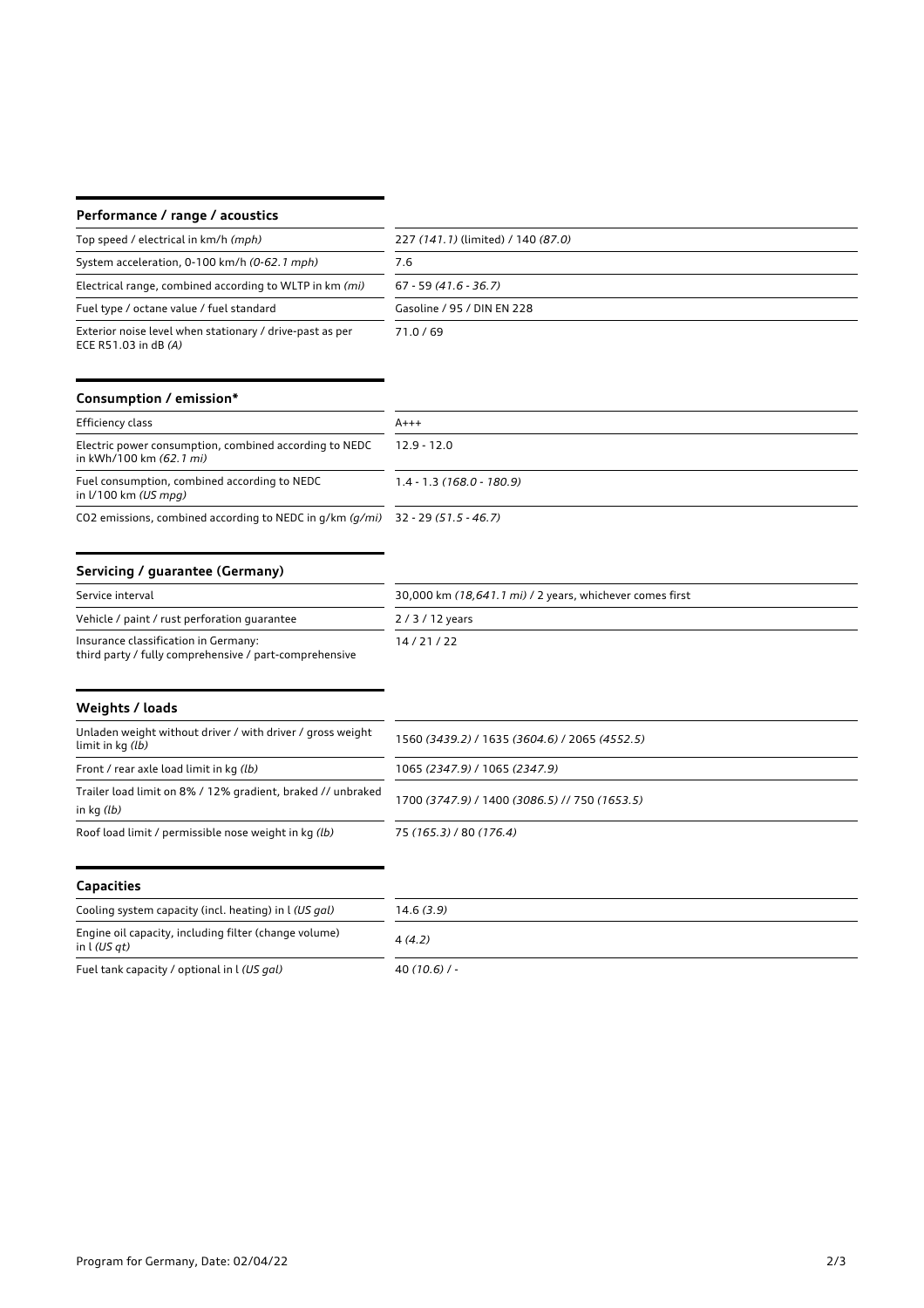## Performance / range / acoustics

| | |
|---|---|
| Top speed / electrical in km/h *(mph)* | 227 *(141.1)* (limited) / 140 *(87.0)* |
| System acceleration, 0-100 km/h *(0-62.1 mph)* | 7.6 |
| Electrical range, combined according to WLTP in km *(mi)* | 67 - 59 *(41.6 - 36.7)* |
| Fuel type / octane value / fuel standard | Gasoline / 95 / DIN EN 228 |
| Exterior noise level when stationary / drive-past as per ECE R51.03 in dB *(A)* | 71.0 / 69 |

## Consumption / emission*

| | |
|---|---|
| Efficiency class | A+++ |
| Electric power consumption, combined according to NEDC in kWh/100 km *(62.1 mi)* | 12.9 - 12.0 |
| Fuel consumption, combined according to NEDC in l/100 km *(US mpg)* | 1.4 - 1.3 *(168.0 - 180.9)* |
| $CO_2$ emissions, combined according to NEDC in g/km *(g/mi)* | 32 - 29 *(51.5 - 46.7)* |

## Servicing / guarantee (Germany)

| | |
|---|---|
| Service interval | 30,000 km *(18,641.1 mi)* / 2 years, whichever comes first |
| Vehicle / paint / rust perforation guarantee | 2 / 3 / 12 years |
| Insurance classification in Germany: third party / fully comprehensive / part-comprehensive | 14 / 21 / 22 |

## Weights / loads

| | |
|---|---|
| Unladen weight without driver / with driver / gross weight limit in kg *(lb)* | 1560 *(3439.2)* / 1635 *(3604.6)* / 2065 *(4552.5)* |
| Front / rear axle load limit in kg *(lb)* | 1065 *(2347.9)* / 1065 *(2347.9)* |
| Trailer load limit on 8% / 12% gradient, braked // unbraked in kg *(lb)* | 1700 *(3747.9)* / 1400 *(3086.5)* // 750 *(1653.5)* |
| Roof load limit / permissible nose weight in kg *(lb)* | 75 *(165.3)* / 80 *(176.4)* |

## Capacities

| | |
|---|---|
| Cooling system capacity (incl. heating) in l *(US gal)* | 14.6 *(3.9)* |
| Engine oil capacity, including filter (change volume) in l *(US qt)* | 4 *(4.2)* |
| Fuel tank capacity / optional in l *(US gal)* | 40 *(10.6)* / - |

Program for Germany, Date: 02/04/22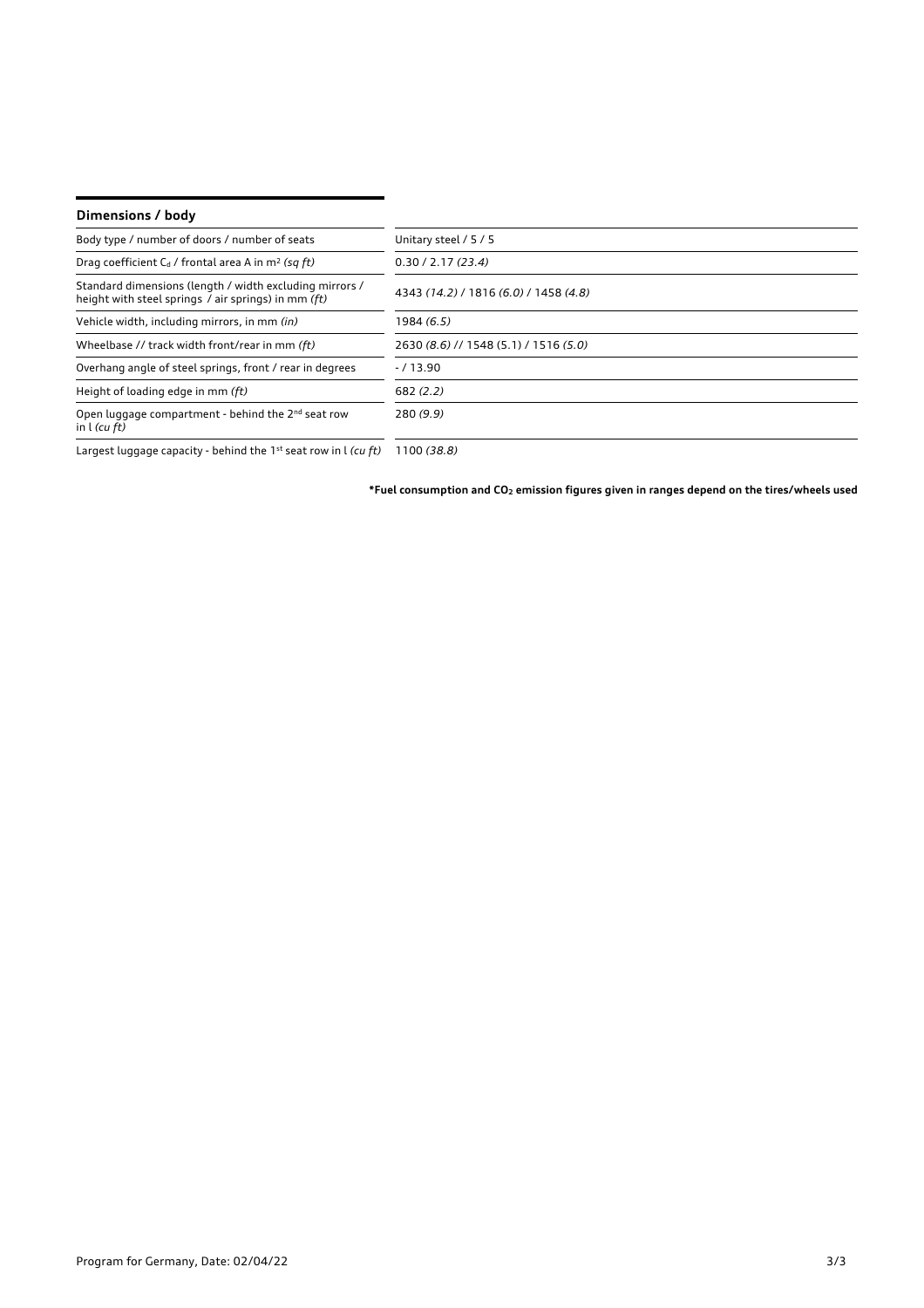## Dimensions / body

| | |
|---|---|
| Body type / number of doors / number of seats | Unitary steel / 5 / 5 |
| Drag coefficient $C_d$ / frontal area A in $m^2$ *(sq ft)* | 0.30 / 2.17 *(23.4)* |
| Standard dimensions (length / width excluding mirrors / height with steel springs / air springs) in mm *(ft)* | 4343 *(14.2)* / 1816 *(6.0)* / 1458 *(4.8)* |
| Vehicle width, including mirrors, in mm *(in)* | 1984 *(6.5)* |
| Wheelbase // track width front/rear in mm *(ft)* | 2630 *(8.6)* // 1548 (5.1) / 1516 *(5.0)* |
| Overhang angle of steel springs, front / rear in degrees | - / 13.90 |
| Height of loading edge in mm *(ft)* | 682 *(2.2)* |
| Open luggage compartment - behind the 2nd seat row in l *(cu ft)* | 280 *(9.9)* |
| Largest luggage capacity - behind the 1st seat row in l *(cu ft)* | 1100 *(38.8)* |

**\*Fuel consumption and $CO_2$ emission figures given in ranges depend on the tires/wheels used**

Program for Germany, Date: 02/04/22